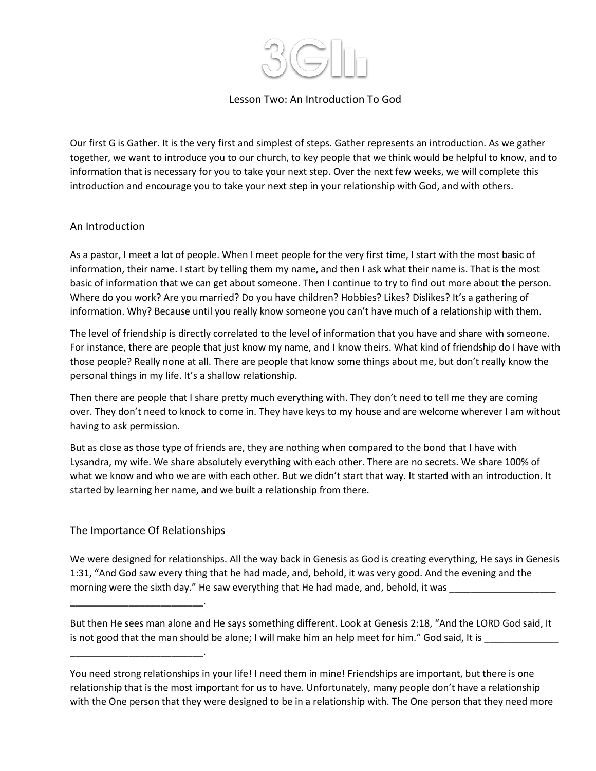# 3GI

## Lesson Two: An Introduction To God

Our first G is Gather. It is the very first and simplest of steps. Gather represents an introduction. As we gather together, we want to introduce you to our church, to key people that we think would be helpful to know, and to information that is necessary for you to take your next step. Over the next few weeks, we will complete this introduction and encourage you to take your next step in your relationship with God, and with others.

### An Introduction

As a pastor, I meet a lot of people. When I meet people for the very first time, I start with the most basic of information, their name. I start by telling them my name, and then I ask what their name is. That is the most basic of information that we can get about someone. Then I continue to try to find out more about the person. Where do you work? Are you married? Do you have children? Hobbies? Likes? Dislikes? It's a gathering of information. Why? Because until you really know someone you can't have much of a relationship with them.

The level of friendship is directly correlated to the level of information that you have and share with someone. For instance, there are people that just know my name, and I know theirs. What kind of friendship do I have with those people? Really none at all. There are people that know some things about me, but don't really know the personal things in my life. It's a shallow relationship.

Then there are people that I share pretty much everything with. They don't need to tell me they are coming over. They don't need to knock to come in. They have keys to my house and are welcome wherever I am without having to ask permission.

But as close as those type of friends are, they are nothing when compared to the bond that I have with Lysandra, my wife. We share absolutely everything with each other. There are no secrets. We share 100% of what we know and who we are with each other. But we didn't start that way. It started with an introduction. It started by learning her name, and we built a relationship from there.

### The Importance Of Relationships

We were designed for relationships. All the way back in Genesis as God is creating everything, He says in Genesis 1:31, "And God saw every thing that he had made, and, behold, it was very good. And the evening and the morning were the sixth day." He saw everything that He had made, and, behold, it was ____________________ _________________________.

But then He sees man alone and He says something different. Look at Genesis 2:18, "And the LORD God said, It is not good that the man should be alone; I will make him an help meet for him." God said, It is ______________ _________________________.

You need strong relationships in your life! I need them in mine! Friendships are important, but there is one relationship that is the most important for us to have. Unfortunately, many people don't have a relationship with the One person that they were designed to be in a relationship with. The One person that they need more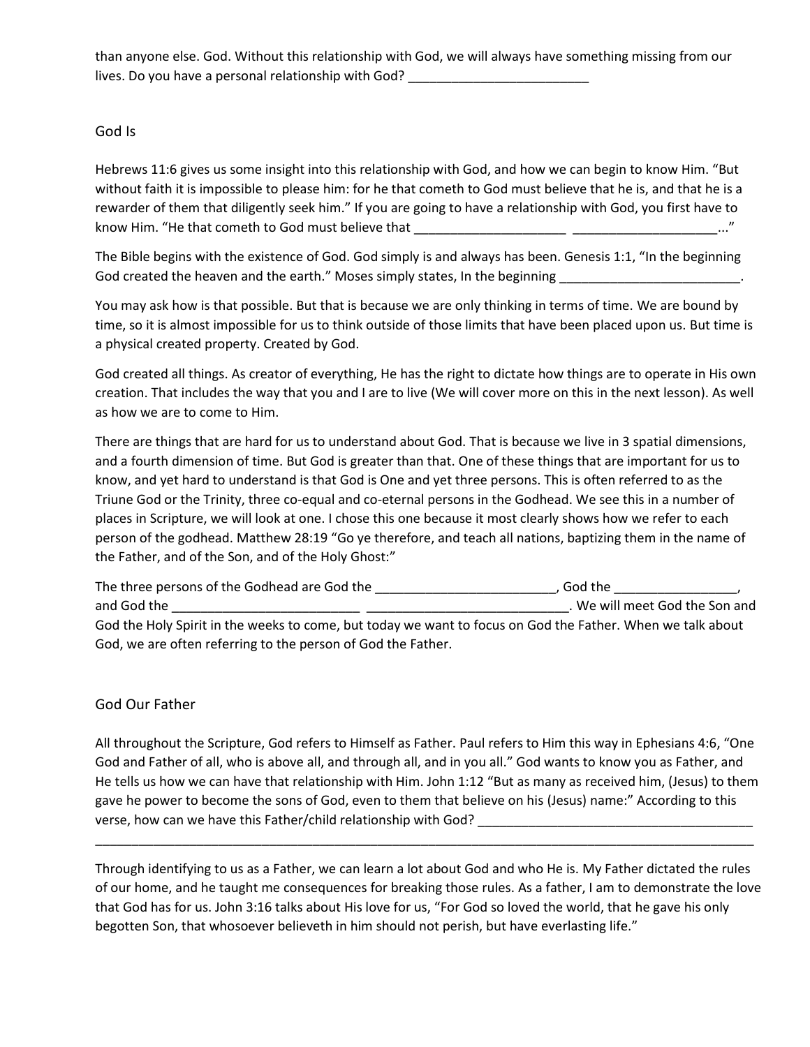than anyone else. God. Without this relationship with God, we will always have something missing from our lives. Do you have a personal relationship with God? _________________________

## God Is

Hebrews 11:6 gives us some insight into this relationship with God, and how we can begin to know Him. “But without faith it is impossible to please him: for he that cometh to God must believe that he is, and that he is a rewarder of them that diligently seek him.” If you are going to have a relationship with God, you first have to know Him. “He that cometh to God must believe that _____________________ ____________________...”

The Bible begins with the existence of God. God simply is and always has been. Genesis 1:1, “In the beginning God created the heaven and the earth.” Moses simply states, In the beginning _________________________.

You may ask how is that possible. But that is because we are only thinking in terms of time. We are bound by time, so it is almost impossible for us to think outside of those limits that have been placed upon us. But time is a physical created property. Created by God.

God created all things. As creator of everything, He has the right to dictate how things are to operate in His own creation. That includes the way that you and I are to live (We will cover more on this in the next lesson). As well as how we are to come to Him.

There are things that are hard for us to understand about God. That is because we live in 3 spatial dimensions, and a fourth dimension of time. But God is greater than that. One of these things that are important for us to know, and yet hard to understand is that God is One and yet three persons. This is often referred to as the Triune God or the Trinity, three co-equal and co-eternal persons in the Godhead. We see this in a number of places in Scripture, we will look at one. I chose this one because it most clearly shows how we refer to each person of the godhead. Matthew 28:19 “Go ye therefore, and teach all nations, baptizing them in the name of the Father, and of the Son, and of the Holy Ghost:”

The three persons of the Godhead are God the _________________________, God the _________________, and God the _________________________ ___________________________. We will meet God the Son and God the Holy Spirit in the weeks to come, but today we want to focus on God the Father. When we talk about God, we are often referring to the person of God the Father.

## God Our Father

All throughout the Scripture, God refers to Himself as Father. Paul refers to Him this way in Ephesians 4:6, “One God and Father of all, who is above all, and through all, and in you all.” God wants to know you as Father, and He tells us how we can have that relationship with Him. John 1:12 “But as many as received him, (Jesus) to them gave he power to become the sons of God, even to them that believe on his (Jesus) name:” According to this verse, how can we have this Father/child relationship with God? ______________________________________
_____________________________________________________________________________________________

Through identifying to us as a Father, we can learn a lot about God and who He is. My Father dictated the rules of our home, and he taught me consequences for breaking those rules. As a father, I am to demonstrate the love that God has for us. John 3:16 talks about His love for us, “For God so loved the world, that he gave his only begotten Son, that whosoever believeth in him should not perish, but have everlasting life.”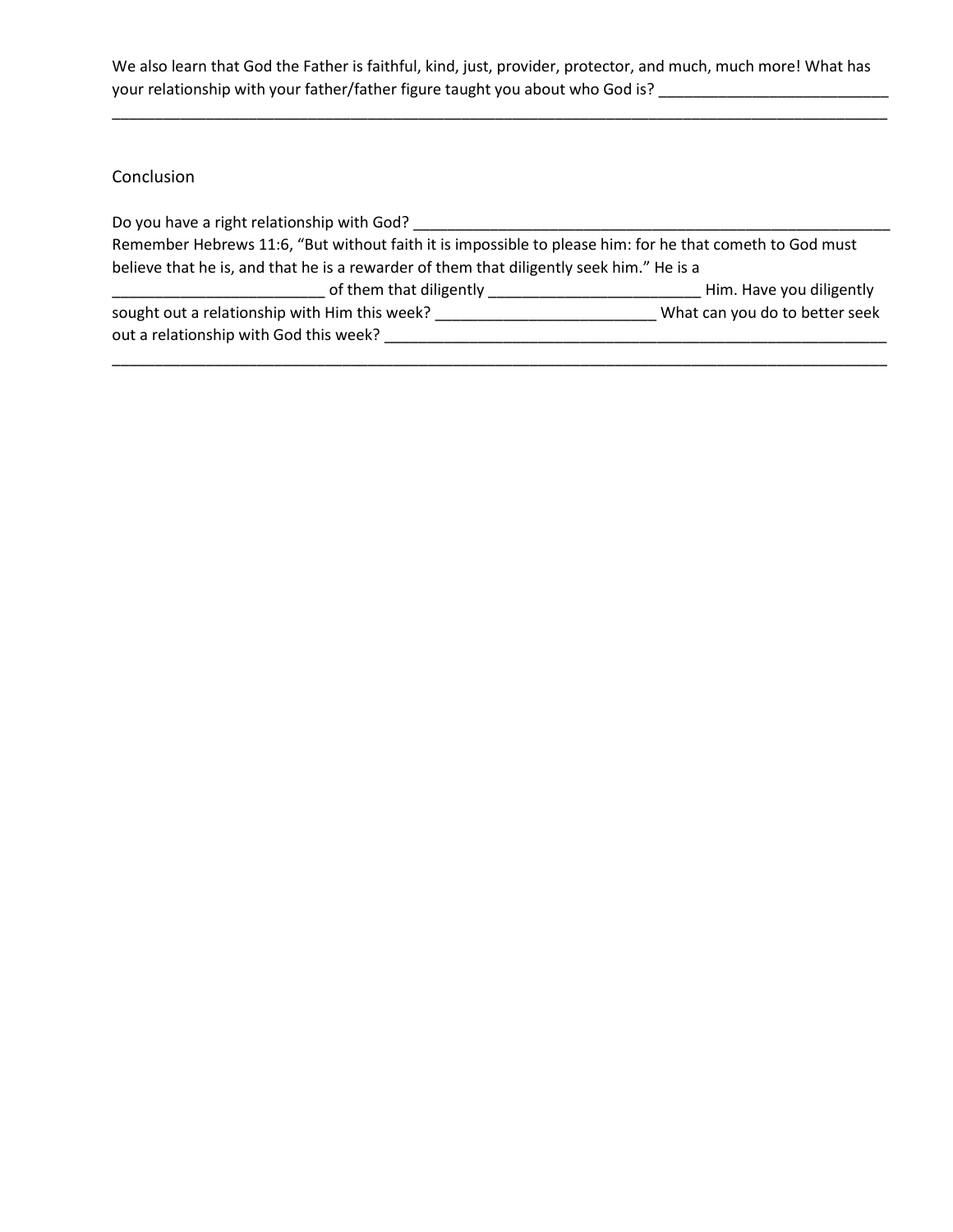We also learn that God the Father is faithful, kind, just, provider, protector, and much, much more! What has your relationship with your father/father figure taught you about who God is? ___________________________
_______________________________________________________________________________________________

## Conclusion

Do you have a right relationship with God? ___________________________________________________________
Remember Hebrews 11:6, "But without faith it is impossible to please him: for he that cometh to God must believe that he is, and that he is a rewarder of them that diligently seek him." He is a _________________________ of them that diligently _________________________ Him. Have you diligently sought out a relationship with Him this week? __________________________ What can you do to better seek out a relationship with God this week? _____________________________________________________________
_______________________________________________________________________________________________